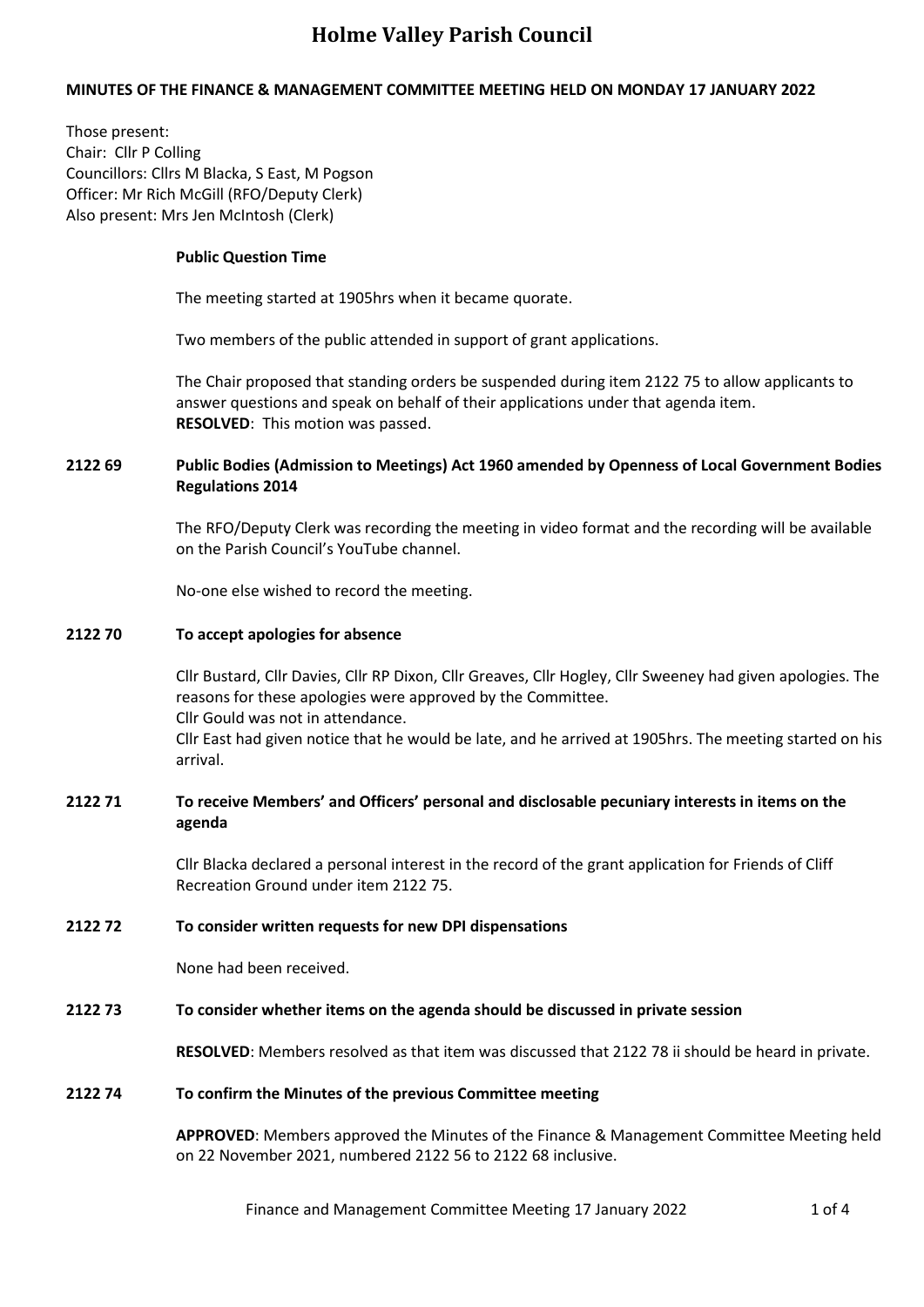# Holme Valley Parish Council

**MINUTES OF THE FINANCE & MANAGEMENT COMMITTEE MEETING HELD ON MONDAY 17 JANUARY 2022**

Those present:
Chair: Cllr P Colling
Councillors: Cllrs M Blacka, S East, M Pogson
Officer: Mr Rich McGill (RFO/Deputy Clerk)
Also present: Mrs Jen McIntosh (Clerk)

**Public Question Time**

The meeting started at 1905hrs when it became quorate.

Two members of the public attended in support of grant applications.

The Chair proposed that standing orders be suspended during item 2122 75 to allow applicants to answer questions and speak on behalf of their applications under that agenda item.
**RESOLVED**: This motion was passed.

**2122 69 Public Bodies (Admission to Meetings) Act 1960 amended by Openness of Local Government Bodies Regulations 2014**

The RFO/Deputy Clerk was recording the meeting in video format and the recording will be available on the Parish Council's YouTube channel.

No-one else wished to record the meeting.

**2122 70 To accept apologies for absence**

Cllr Bustard, Cllr Davies, Cllr RP Dixon, Cllr Greaves, Cllr Hogley, Cllr Sweeney had given apologies. The reasons for these apologies were approved by the Committee.
Cllr Gould was not in attendance.
Cllr East had given notice that he would be late, and he arrived at 1905hrs. The meeting started on his arrival.

**2122 71 To receive Members' and Officers' personal and disclosable pecuniary interests in items on the agenda**

Cllr Blacka declared a personal interest in the record of the grant application for Friends of Cliff Recreation Ground under item 2122 75.

**2122 72 To consider written requests for new DPI dispensations**

None had been received.

**2122 73 To consider whether items on the agenda should be discussed in private session**

**RESOLVED**: Members resolved as that item was discussed that 2122 78 ii should be heard in private.

**2122 74 To confirm the Minutes of the previous Committee meeting**

**APPROVED**: Members approved the Minutes of the Finance & Management Committee Meeting held on 22 November 2021, numbered 2122 56 to 2122 68 inclusive.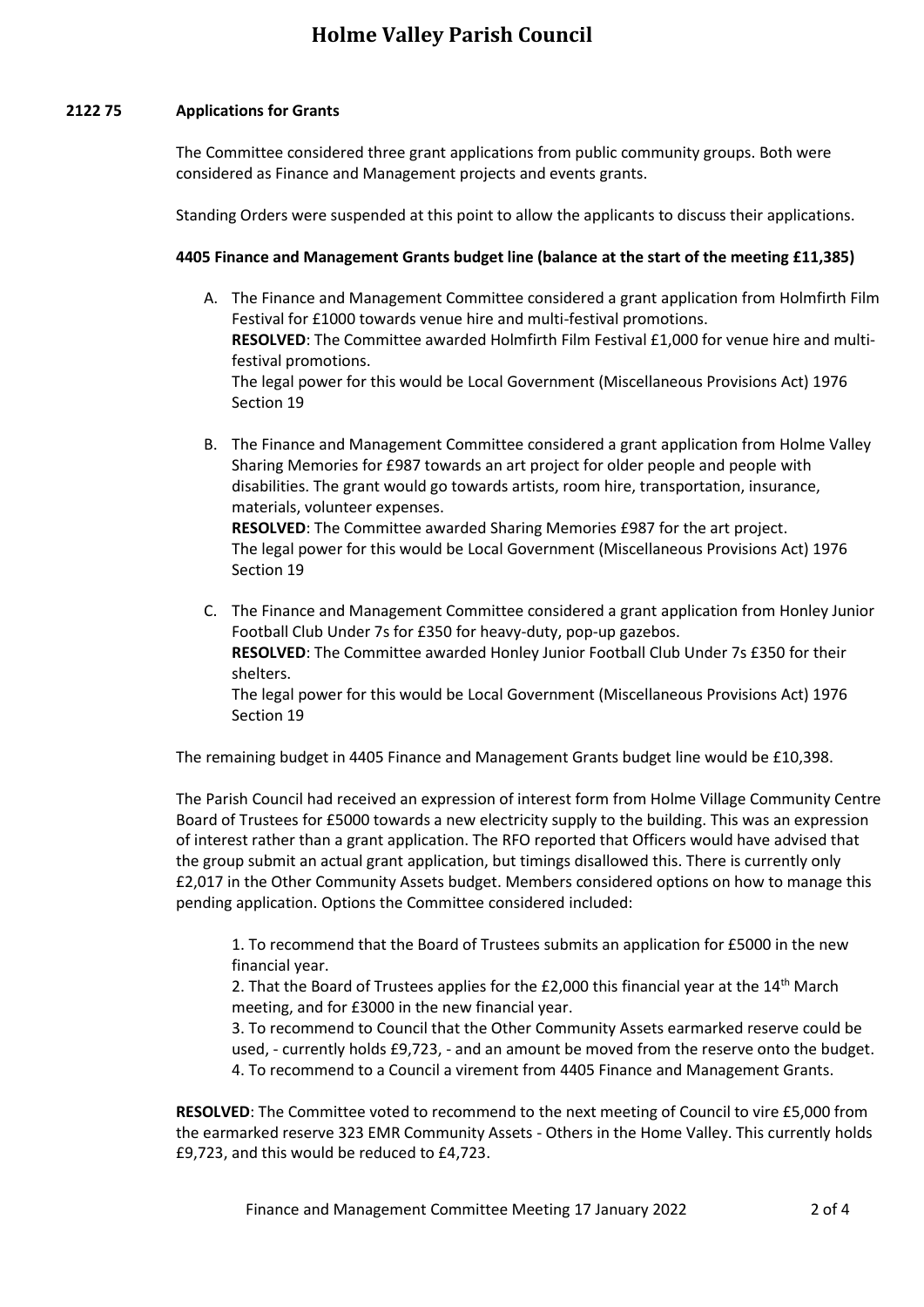## 2122 75 Applications for Grants

The Committee considered three grant applications from public community groups. Both were considered as Finance and Management projects and events grants.

Standing Orders were suspended at this point to allow the applicants to discuss their applications.

**4405 Finance and Management Grants budget line (balance at the start of the meeting £11,385)**

A. The Finance and Management Committee considered a grant application from Holmfirth Film Festival for £1000 towards venue hire and multi-festival promotions.
**RESOLVED**: The Committee awarded Holmfirth Film Festival £1,000 for venue hire and multi-festival promotions.
The legal power for this would be Local Government (Miscellaneous Provisions Act) 1976 Section 19

B. The Finance and Management Committee considered a grant application from Holme Valley Sharing Memories for £987 towards an art project for older people and people with disabilities. The grant would go towards artists, room hire, transportation, insurance, materials, volunteer expenses.
**RESOLVED**: The Committee awarded Sharing Memories £987 for the art project.
The legal power for this would be Local Government (Miscellaneous Provisions Act) 1976 Section 19

C. The Finance and Management Committee considered a grant application from Honley Junior Football Club Under 7s for £350 for heavy-duty, pop-up gazebos.
**RESOLVED**: The Committee awarded Honley Junior Football Club Under 7s £350 for their shelters.
The legal power for this would be Local Government (Miscellaneous Provisions Act) 1976 Section 19

The remaining budget in 4405 Finance and Management Grants budget line would be £10,398.

The Parish Council had received an expression of interest form from Holme Village Community Centre Board of Trustees for £5000 towards a new electricity supply to the building. This was an expression of interest rather than a grant application. The RFO reported that Officers would have advised that the group submit an actual grant application, but timings disallowed this. There is currently only £2,017 in the Other Community Assets budget. Members considered options on how to manage this pending application. Options the Committee considered included:

1. To recommend that the Board of Trustees submits an application for £5000 in the new financial year.
2. That the Board of Trustees applies for the £2,000 this financial year at the 14th March meeting, and for £3000 in the new financial year.
3. To recommend to Council that the Other Community Assets earmarked reserve could be used, - currently holds £9,723, - and an amount be moved from the reserve onto the budget.
4. To recommend to a Council a virement from 4405 Finance and Management Grants.

**RESOLVED**: The Committee voted to recommend to the next meeting of Council to vire £5,000 from the earmarked reserve 323 EMR Community Assets - Others in the Home Valley. This currently holds £9,723, and this would be reduced to £4,723.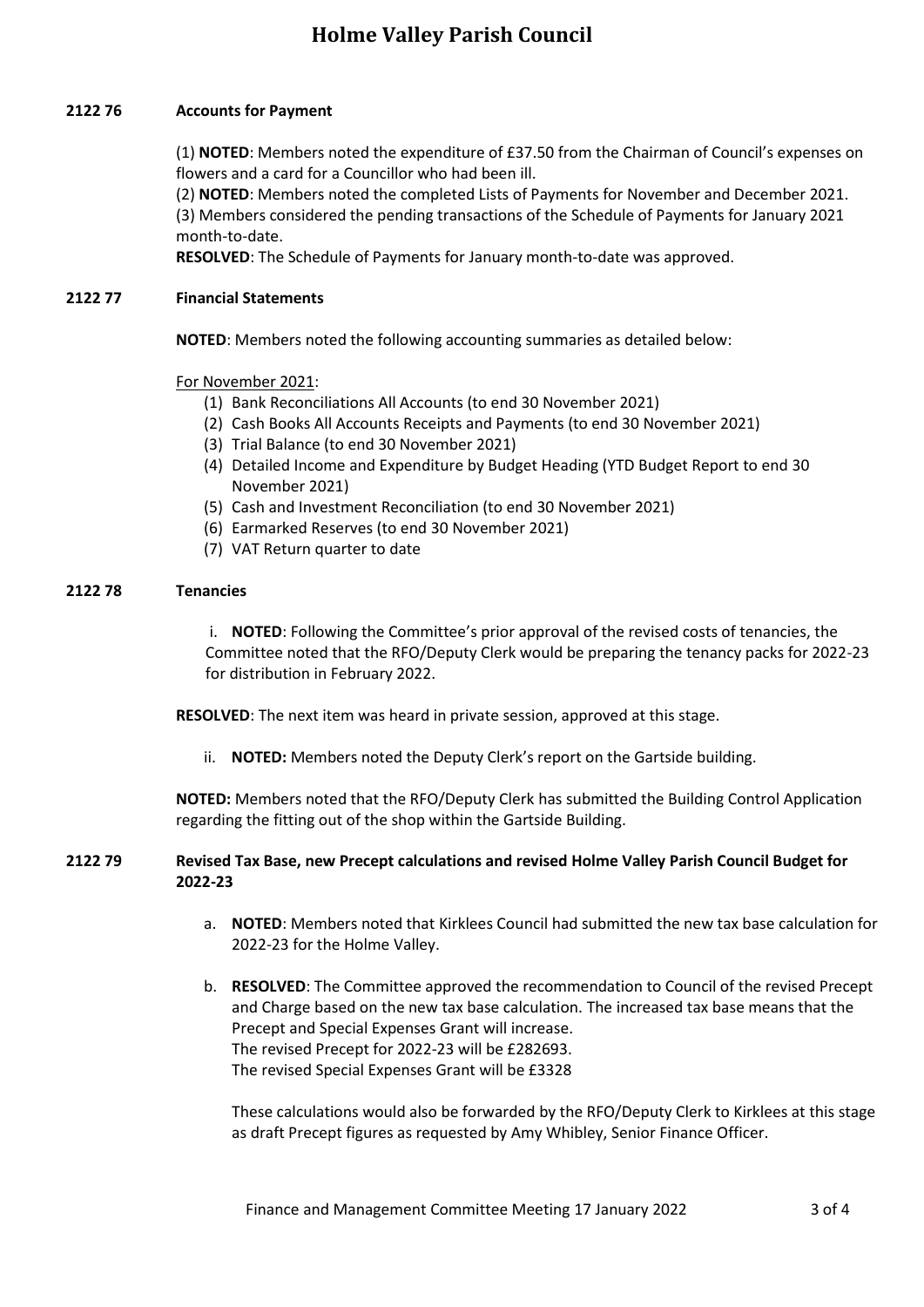**2122 76 Accounts for Payment**

(1) **NOTED**: Members noted the expenditure of £37.50 from the Chairman of Council's expenses on flowers and a card for a Councillor who had been ill.
(2) **NOTED**: Members noted the completed Lists of Payments for November and December 2021.
(3) Members considered the pending transactions of the Schedule of Payments for January 2021 month-to-date.
**RESOLVED**: The Schedule of Payments for January month-to-date was approved.

**2122 77 Financial Statements**

**NOTED**: Members noted the following accounting summaries as detailed below:

For November 2021:

(1) Bank Reconciliations All Accounts (to end 30 November 2021)
(2) Cash Books All Accounts Receipts and Payments (to end 30 November 2021)
(3) Trial Balance (to end 30 November 2021)
(4) Detailed Income and Expenditure by Budget Heading (YTD Budget Report to end 30 November 2021)
(5) Cash and Investment Reconciliation (to end 30 November 2021)
(6) Earmarked Reserves (to end 30 November 2021)
(7) VAT Return quarter to date

**2122 78 Tenancies**

i. **NOTED**: Following the Committee's prior approval of the revised costs of tenancies, the Committee noted that the RFO/Deputy Clerk would be preparing the tenancy packs for 2022-23 for distribution in February 2022.

**RESOLVED**: The next item was heard in private session, approved at this stage.

ii. **NOTED:** Members noted the Deputy Clerk's report on the Gartside building.

**NOTED:** Members noted that the RFO/Deputy Clerk has submitted the Building Control Application regarding the fitting out of the shop within the Gartside Building.

**2122 79 Revised Tax Base, new Precept calculations and revised Holme Valley Parish Council Budget for 2022-23**

a. **NOTED**: Members noted that Kirklees Council had submitted the new tax base calculation for 2022-23 for the Holme Valley.

b. **RESOLVED**: The Committee approved the recommendation to Council of the revised Precept and Charge based on the new tax base calculation. The increased tax base means that the Precept and Special Expenses Grant will increase.
The revised Precept for 2022-23 will be £282693.
The revised Special Expenses Grant will be £3328

These calculations would also be forwarded by the RFO/Deputy Clerk to Kirklees at this stage as draft Precept figures as requested by Amy Whibley, Senior Finance Officer.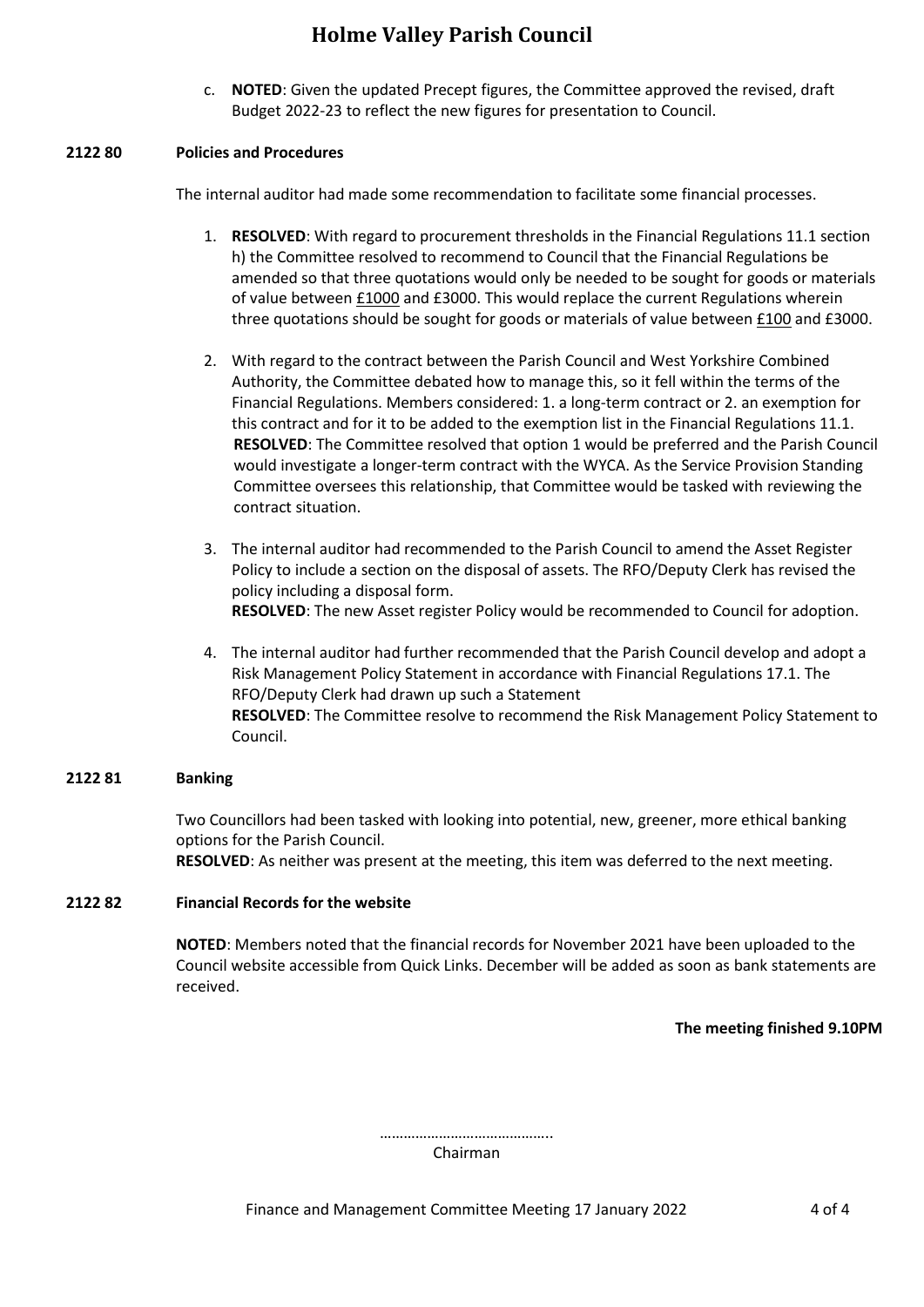c. **NOTED**: Given the updated Precept figures, the Committee approved the revised, draft Budget 2022-23 to reflect the new figures for presentation to Council.

**2122 80 Policies and Procedures**

The internal auditor had made some recommendation to facilitate some financial processes.

1. **RESOLVED**: With regard to procurement thresholds in the Financial Regulations 11.1 section h) the Committee resolved to recommend to Council that the Financial Regulations be amended so that three quotations would only be needed to be sought for goods or materials of value between £1000 and £3000. This would replace the current Regulations wherein three quotations should be sought for goods or materials of value between £100 and £3000.

2. With regard to the contract between the Parish Council and West Yorkshire Combined Authority, the Committee debated how to manage this, so it fell within the terms of the Financial Regulations. Members considered: 1. a long-term contract or 2. an exemption for this contract and for it to be added to the exemption list in the Financial Regulations 11.1.
   **RESOLVED**: The Committee resolved that option 1 would be preferred and the Parish Council would investigate a longer-term contract with the WYCA. As the Service Provision Standing Committee oversees this relationship, that Committee would be tasked with reviewing the contract situation.

3. The internal auditor had recommended to the Parish Council to amend the Asset Register Policy to include a section on the disposal of assets. The RFO/Deputy Clerk has revised the policy including a disposal form.
   **RESOLVED**: The new Asset register Policy would be recommended to Council for adoption.

4. The internal auditor had further recommended that the Parish Council develop and adopt a Risk Management Policy Statement in accordance with Financial Regulations 17.1. The RFO/Deputy Clerk had drawn up such a Statement
   **RESOLVED**: The Committee resolve to recommend the Risk Management Policy Statement to Council.

**2122 81 Banking**

Two Councillors had been tasked with looking into potential, new, greener, more ethical banking options for the Parish Council.
**RESOLVED**: As neither was present at the meeting, this item was deferred to the next meeting.

**2122 82 Financial Records for the website**

**NOTED**: Members noted that the financial records for November 2021 have been uploaded to the Council website accessible from Quick Links. December will be added as soon as bank statements are received.

**The meeting finished 9.10PM**

……………………………………..
Chairman